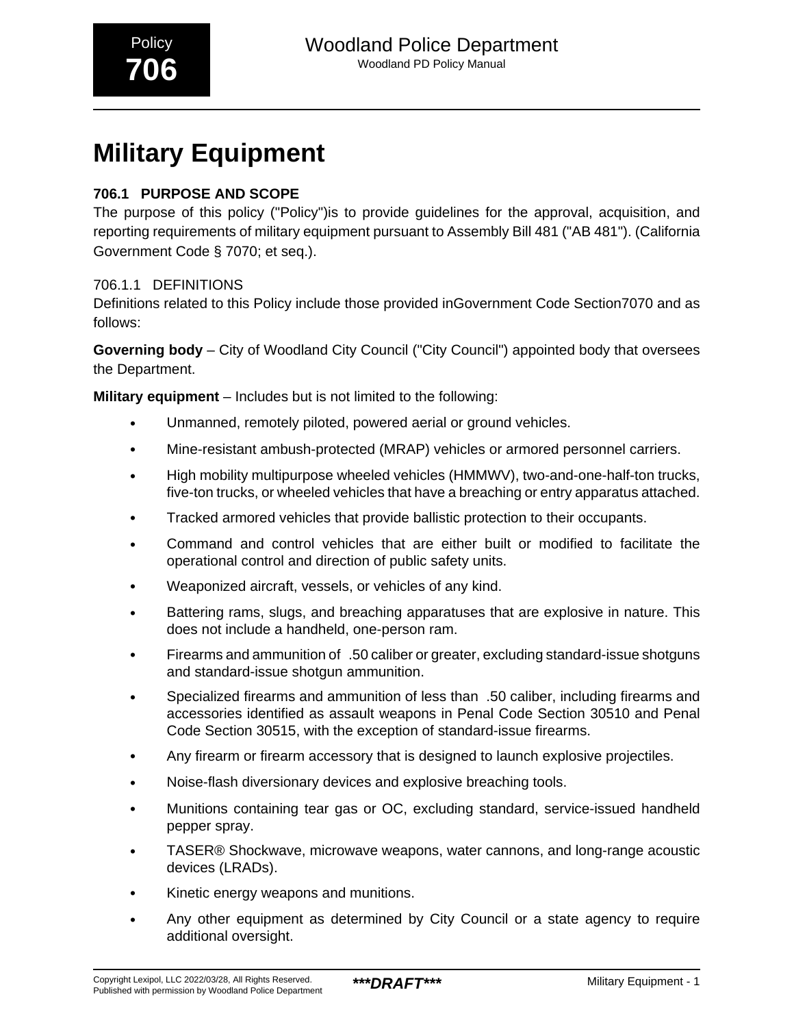# Military Equipment

## 706.1 PURPOSE AND SCOPE

The purpose of this policy ("Policy")is to provide guidelines for the approval, acquisition, and reporting requirements of military equipment pursuant to Assembly Bill 481 ("AB 481"). (California Government Code § 7070; et seq.).

### 706.1.1 DEFINITIONS

Definitions related to this Policy include those provided inGovernment Code Section7070 and as follows:

**Governing body** – City of Woodland City Council ("City Council") appointed body that oversees the Department.

**Military equipment** – Includes but is not limited to the following:

- Unmanned, remotely piloted, powered aerial or ground vehicles.
- Mine-resistant ambush-protected (MRAP) vehicles or armored personnel carriers.
- High mobility multipurpose wheeled vehicles (HMMWV), two-and-one-half-ton trucks, five-ton trucks, or wheeled vehicles that have a breaching or entry apparatus attached.
- Tracked armored vehicles that provide ballistic protection to their occupants.
- Command and control vehicles that are either built or modified to facilitate the operational control and direction of public safety units.
- Weaponized aircraft, vessels, or vehicles of any kind.
- Battering rams, slugs, and breaching apparatuses that are explosive in nature. This does not include a handheld, one-person ram.
- Firearms and ammunition of .50 caliber or greater, excluding standard-issue shotguns and standard-issue shotgun ammunition.
- Specialized firearms and ammunition of less than .50 caliber, including firearms and accessories identified as assault weapons in Penal Code Section 30510 and Penal Code Section 30515, with the exception of standard-issue firearms.
- Any firearm or firearm accessory that is designed to launch explosive projectiles.
- Noise-flash diversionary devices and explosive breaching tools.
- Munitions containing tear gas or OC, excluding standard, service-issued handheld pepper spray.
- TASER® Shockwave, microwave weapons, water cannons, and long-range acoustic devices (LRADs).
- Kinetic energy weapons and munitions.
- Any other equipment as determined by City Council or a state agency to require additional oversight.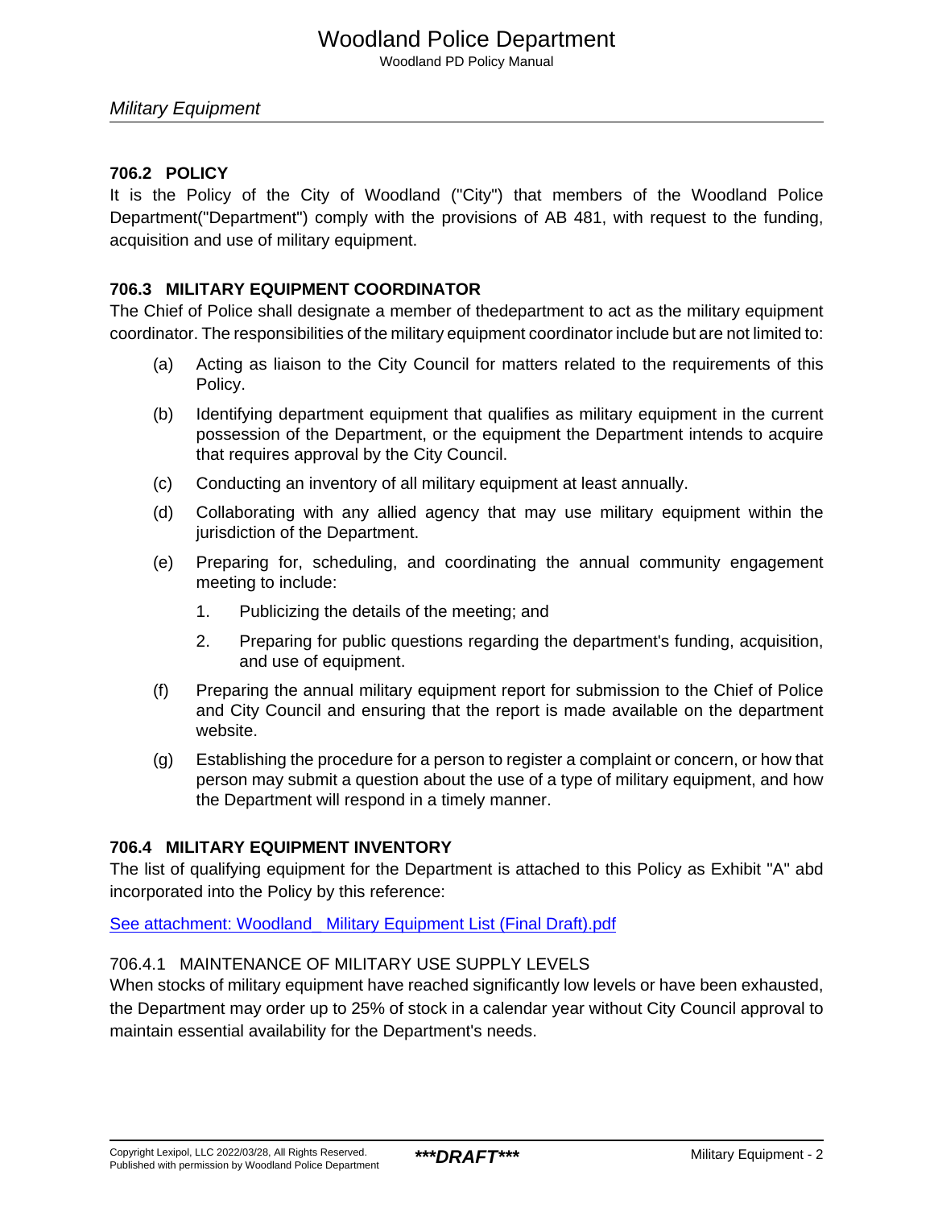### 706.2 POLICY

It is the Policy of the City of Woodland ("City") that members of the Woodland Police Department("Department") comply with the provisions of AB 481, with request to the funding, acquisition and use of military equipment.

### 706.3 MILITARY EQUIPMENT COORDINATOR

The Chief of Police shall designate a member of thedepartment to act as the military equipment coordinator. The responsibilities of the military equipment coordinator include but are not limited to:

(a) Acting as liaison to the City Council for matters related to the requirements of this Policy.

(b) Identifying department equipment that qualifies as military equipment in the current possession of the Department, or the equipment the Department intends to acquire that requires approval by the City Council.

(c) Conducting an inventory of all military equipment at least annually.

(d) Collaborating with any allied agency that may use military equipment within the jurisdiction of the Department.

(e) Preparing for, scheduling, and coordinating the annual community engagement meeting to include:

1. Publicizing the details of the meeting; and
2. Preparing for public questions regarding the department's funding, acquisition, and use of equipment.

(f) Preparing the annual military equipment report for submission to the Chief of Police and City Council and ensuring that the report is made available on the department website.

(g) Establishing the procedure for a person to register a complaint or concern, or how that person may submit a question about the use of a type of military equipment, and how the Department will respond in a timely manner.

### 706.4 MILITARY EQUIPMENT INVENTORY

The list of qualifying equipment for the Department is attached to this Policy as Exhibit "A" abd incorporated into the Policy by this reference:

See attachment: Woodland _ Military Equipment List (Final Draft).pdf

#### 706.4.1 MAINTENANCE OF MILITARY USE SUPPLY LEVELS

When stocks of military equipment have reached significantly low levels or have been exhausted, the Department may order up to 25% of stock in a calendar year without City Council approval to maintain essential availability for the Department's needs.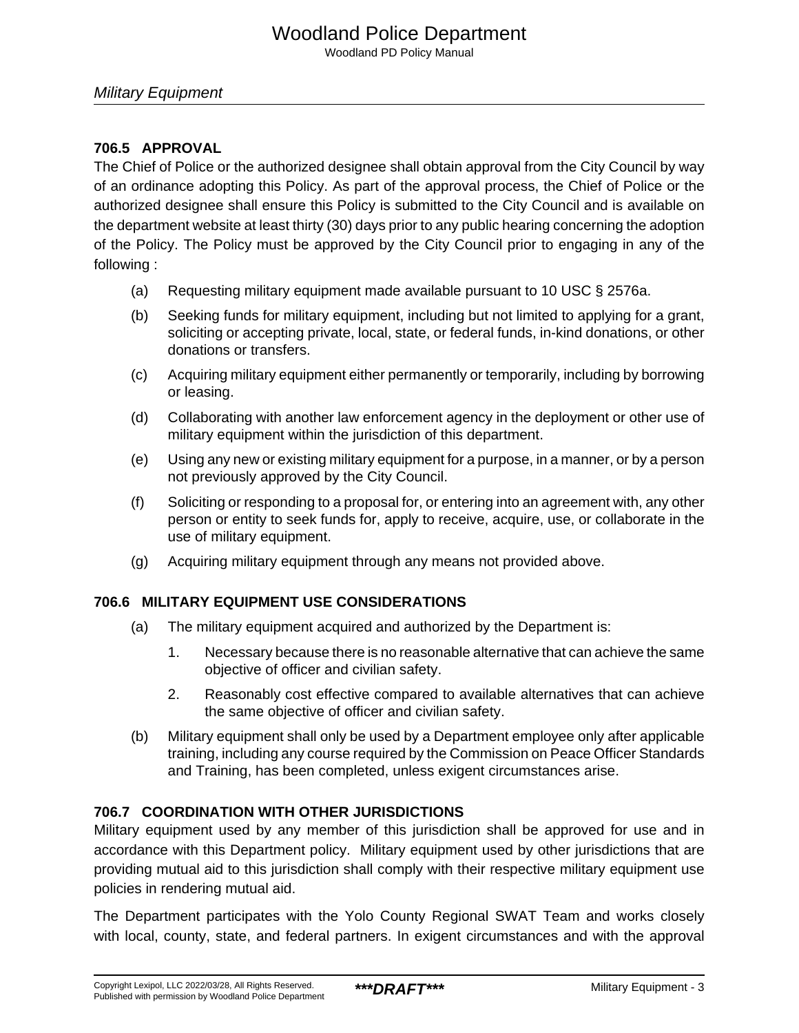### 706.5 APPROVAL

The Chief of Police or the authorized designee shall obtain approval from the City Council by way of an ordinance adopting this Policy. As part of the approval process, the Chief of Police or the authorized designee shall ensure this Policy is submitted to the City Council and is available on the department website at least thirty (30) days prior to any public hearing concerning the adoption of the Policy. The Policy must be approved by the City Council prior to engaging in any of the following :

(a) Requesting military equipment made available pursuant to 10 USC § 2576a.

(b) Seeking funds for military equipment, including but not limited to applying for a grant, soliciting or accepting private, local, state, or federal funds, in-kind donations, or other donations or transfers.

(c) Acquiring military equipment either permanently or temporarily, including by borrowing or leasing.

(d) Collaborating with another law enforcement agency in the deployment or other use of military equipment within the jurisdiction of this department.

(e) Using any new or existing military equipment for a purpose, in a manner, or by a person not previously approved by the City Council.

(f) Soliciting or responding to a proposal for, or entering into an agreement with, any other person or entity to seek funds for, apply to receive, acquire, use, or collaborate in the use of military equipment.

(g) Acquiring military equipment through any means not provided above.

### 706.6 MILITARY EQUIPMENT USE CONSIDERATIONS

(a) The military equipment acquired and authorized by the Department is:

1. Necessary because there is no reasonable alternative that can achieve the same objective of officer and civilian safety.

2. Reasonably cost effective compared to available alternatives that can achieve the same objective of officer and civilian safety.

(b) Military equipment shall only be used by a Department employee only after applicable training, including any course required by the Commission on Peace Officer Standards and Training, has been completed, unless exigent circumstances arise.

### 706.7 COORDINATION WITH OTHER JURISDICTIONS

Military equipment used by any member of this jurisdiction shall be approved for use and in accordance with this Department policy. Military equipment used by other jurisdictions that are providing mutual aid to this jurisdiction shall comply with their respective military equipment use policies in rendering mutual aid.

The Department participates with the Yolo County Regional SWAT Team and works closely with local, county, state, and federal partners. In exigent circumstances and with the approval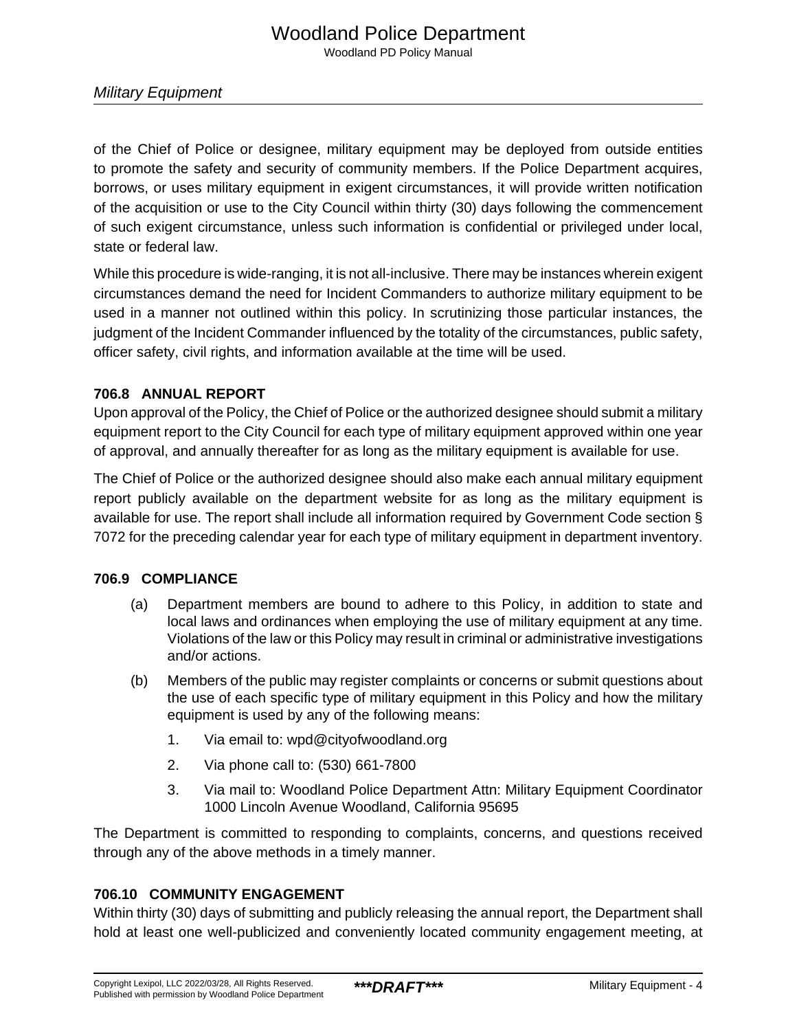of the Chief of Police or designee, military equipment may be deployed from outside entities to promote the safety and security of community members. If the Police Department acquires, borrows, or uses military equipment in exigent circumstances, it will provide written notification of the acquisition or use to the City Council within thirty (30) days following the commencement of such exigent circumstance, unless such information is confidential or privileged under local, state or federal law.

While this procedure is wide-ranging, it is not all-inclusive. There may be instances wherein exigent circumstances demand the need for Incident Commanders to authorize military equipment to be used in a manner not outlined within this policy. In scrutinizing those particular instances, the judgment of the Incident Commander influenced by the totality of the circumstances, public safety, officer safety, civil rights, and information available at the time will be used.

### 706.8 ANNUAL REPORT

Upon approval of the Policy, the Chief of Police or the authorized designee should submit a military equipment report to the City Council for each type of military equipment approved within one year of approval, and annually thereafter for as long as the military equipment is available for use.

The Chief of Police or the authorized designee should also make each annual military equipment report publicly available on the department website for as long as the military equipment is available for use. The report shall include all information required by Government Code section § 7072 for the preceding calendar year for each type of military equipment in department inventory.

### 706.9 COMPLIANCE

(a) Department members are bound to adhere to this Policy, in addition to state and local laws and ordinances when employing the use of military equipment at any time. Violations of the law or this Policy may result in criminal or administrative investigations and/or actions.

(b) Members of the public may register complaints or concerns or submit questions about the use of each specific type of military equipment in this Policy and how the military equipment is used by any of the following means:

1. Via email to: wpd@cityofwoodland.org
2. Via phone call to: (530) 661-7800
3. Via mail to: Woodland Police Department Attn: Military Equipment Coordinator 1000 Lincoln Avenue Woodland, California 95695

The Department is committed to responding to complaints, concerns, and questions received through any of the above methods in a timely manner.

### 706.10 COMMUNITY ENGAGEMENT

Within thirty (30) days of submitting and publicly releasing the annual report, the Department shall hold at least one well-publicized and conveniently located community engagement meeting, at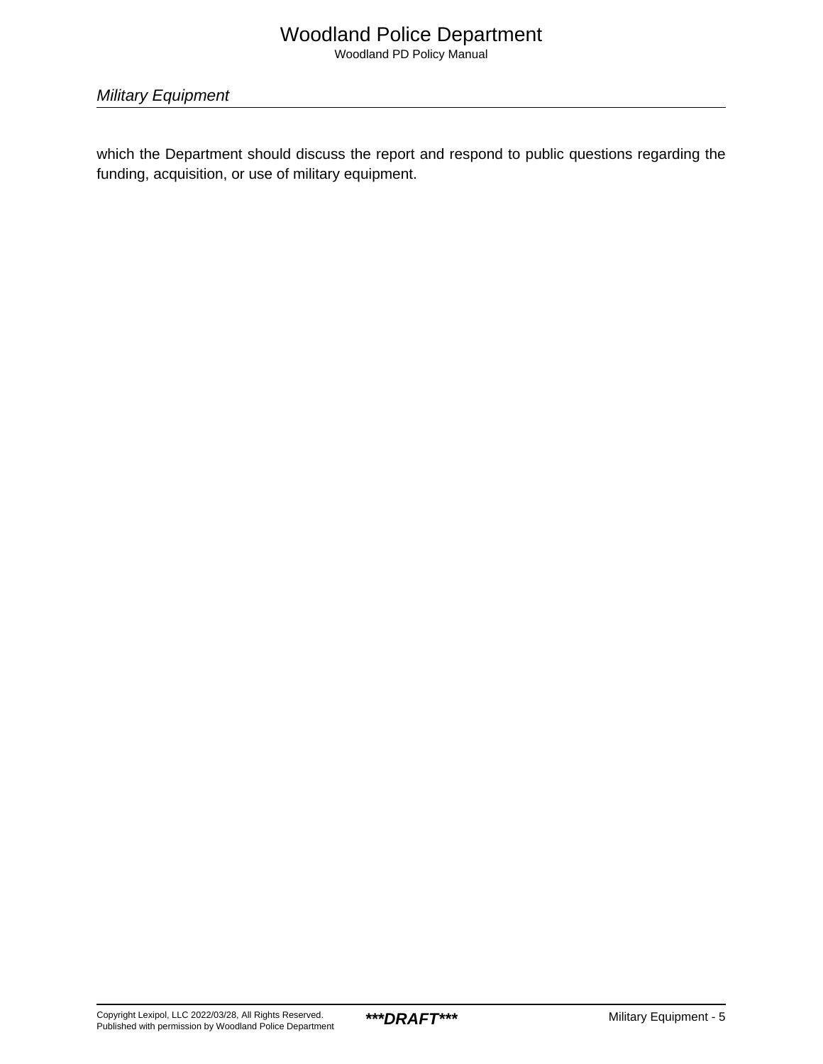which the Department should discuss the report and respond to public questions regarding the funding, acquisition, or use of military equipment.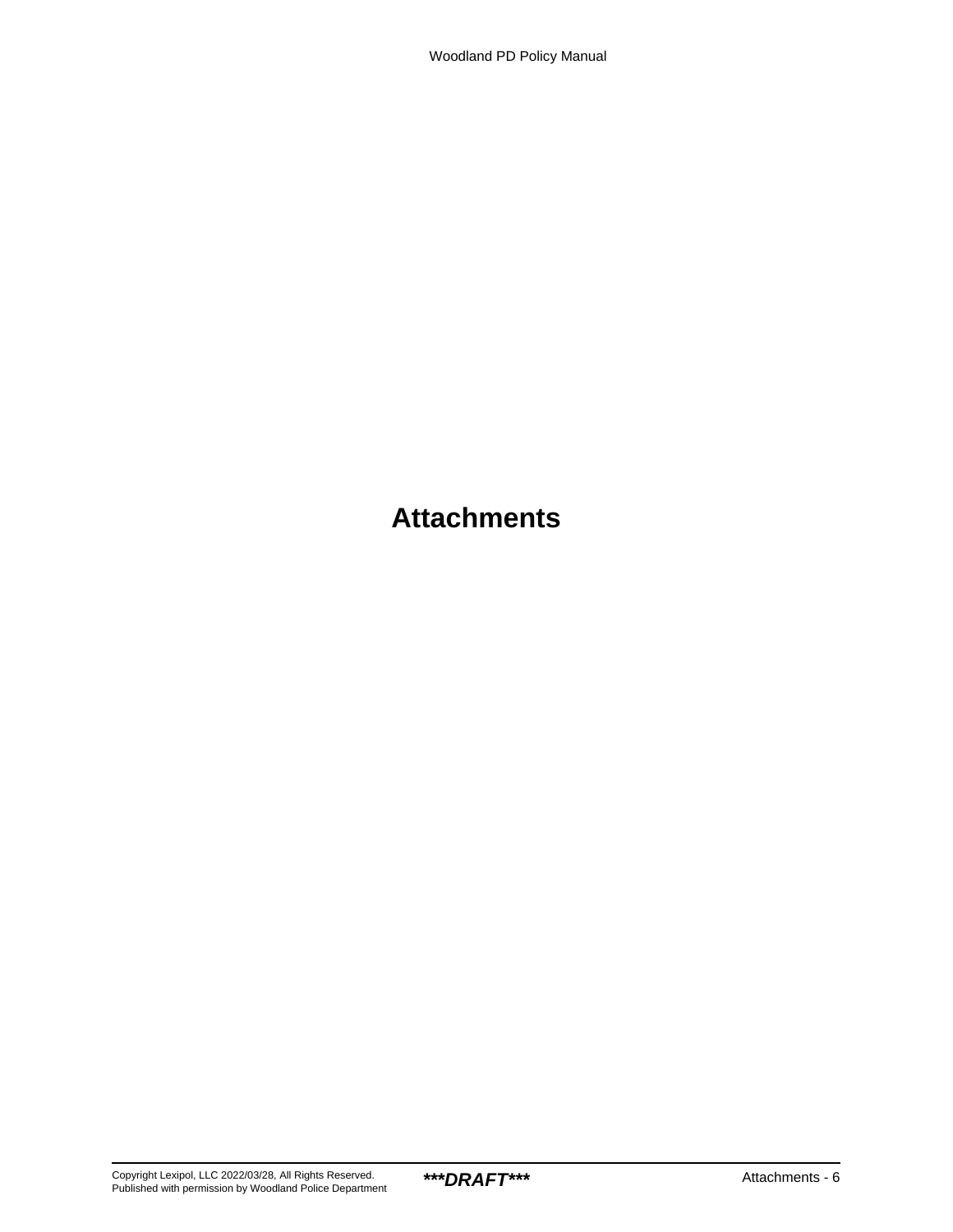# Attachments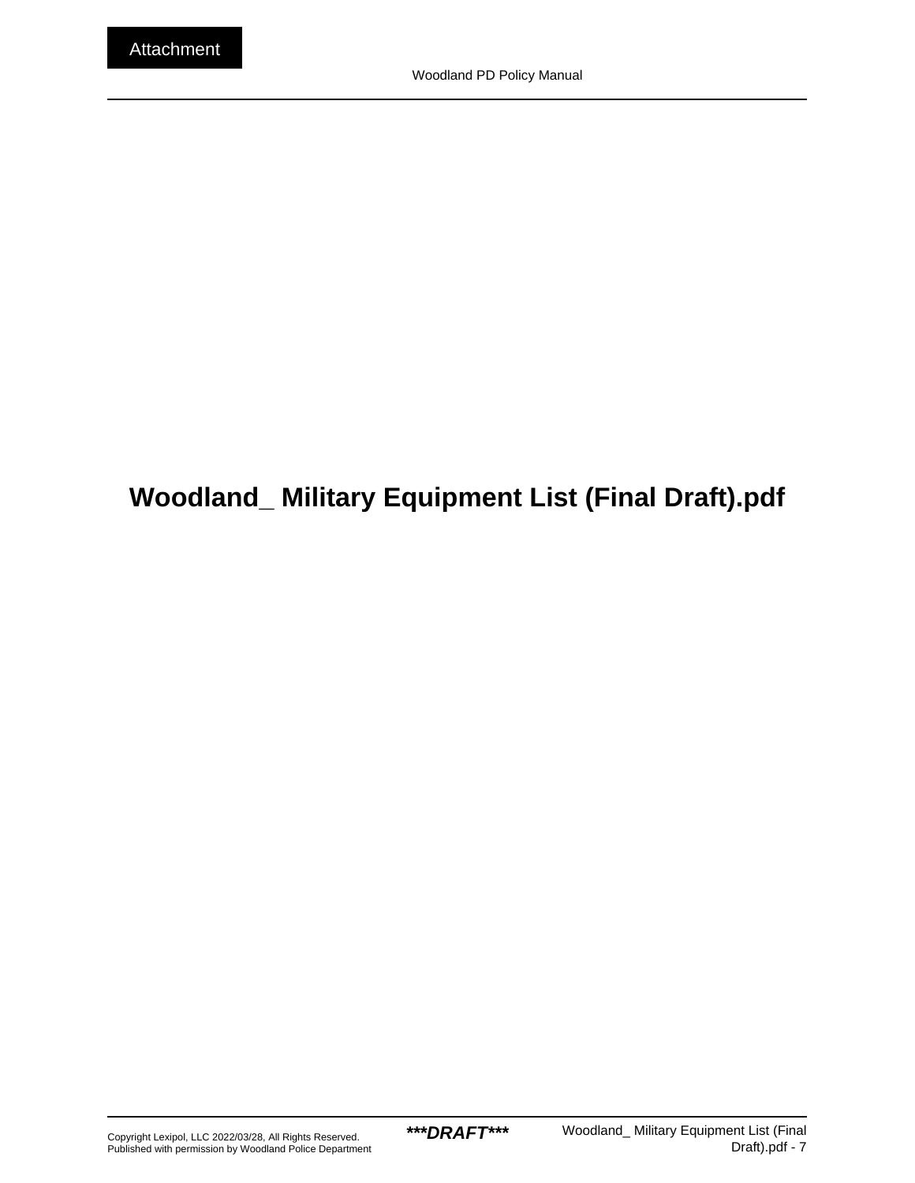Attachment

# Woodland_ Military Equipment List (Final Draft).pdf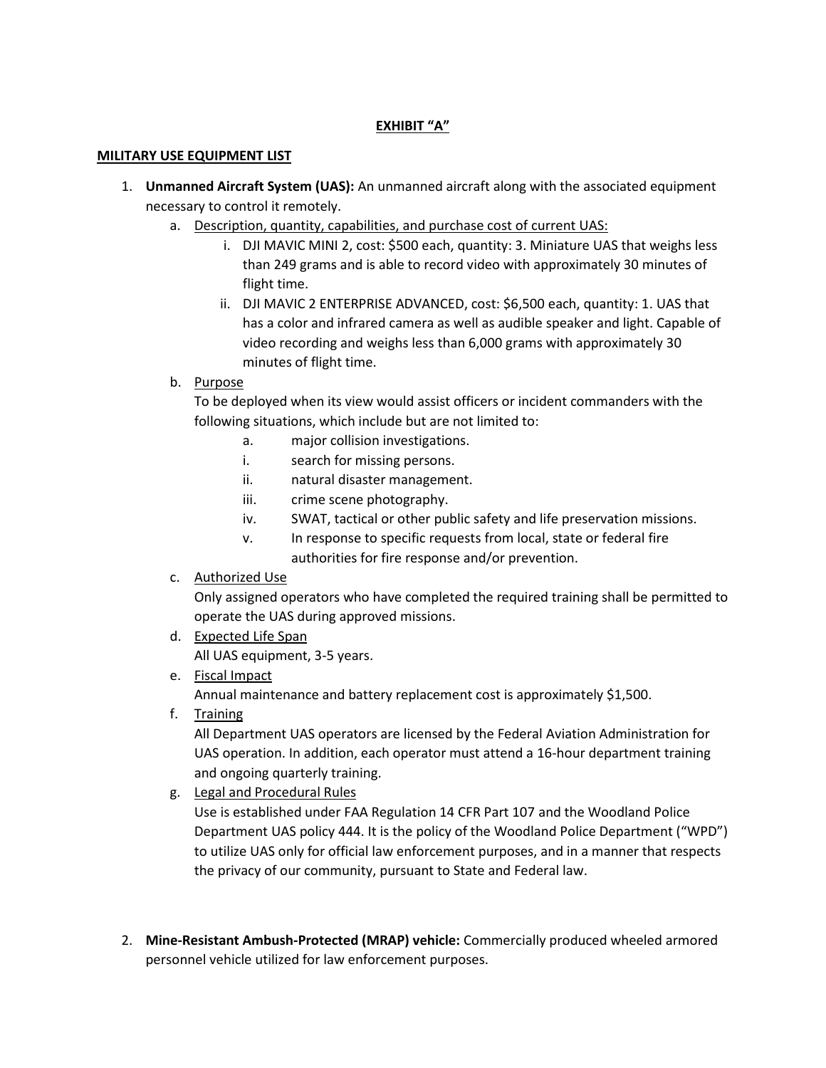**EXHIBIT "A"**

**MILITARY USE EQUIPMENT LIST**

1. **Unmanned Aircraft System (UAS):** An unmanned aircraft along with the associated equipment necessary to control it remotely.
    a. Description, quantity, capabilities, and purchase cost of current UAS:
        i. DJI MAVIC MINI 2, cost: $500 each, quantity: 3. Miniature UAS that weighs less than 249 grams and is able to record video with approximately 30 minutes of flight time.
        ii. DJI MAVIC 2 ENTERPRISE ADVANCED, cost: $6,500 each, quantity: 1. UAS that has a color and infrared camera as well as audible speaker and light. Capable of video recording and weighs less than 6,000 grams with approximately 30 minutes of flight time.

    b. Purpose

    To be deployed when its view would assist officers or incident commanders with the following situations, which include but are not limited to:

    a. major collision investigations.
    i. search for missing persons.
    ii. natural disaster management.
    iii. crime scene photography.
    iv. SWAT, tactical or other public safety and life preservation missions.
    v. In response to specific requests from local, state or federal fire authorities for fire response and/or prevention.

    c. Authorized Use

    Only assigned operators who have completed the required training shall be permitted to operate the UAS during approved missions.

    d. Expected Life Span

    All UAS equipment, 3-5 years.

    e. Fiscal Impact

    Annual maintenance and battery replacement cost is approximately $1,500.

    f. Training

    All Department UAS operators are licensed by the Federal Aviation Administration for UAS operation. In addition, each operator must attend a 16-hour department training and ongoing quarterly training.

    g. Legal and Procedural Rules

    Use is established under FAA Regulation 14 CFR Part 107 and the Woodland Police Department UAS policy 444. It is the policy of the Woodland Police Department ("WPD") to utilize UAS only for official law enforcement purposes, and in a manner that respects the privacy of our community, pursuant to State and Federal law.

2. **Mine-Resistant Ambush-Protected (MRAP) vehicle:** Commercially produced wheeled armored personnel vehicle utilized for law enforcement purposes.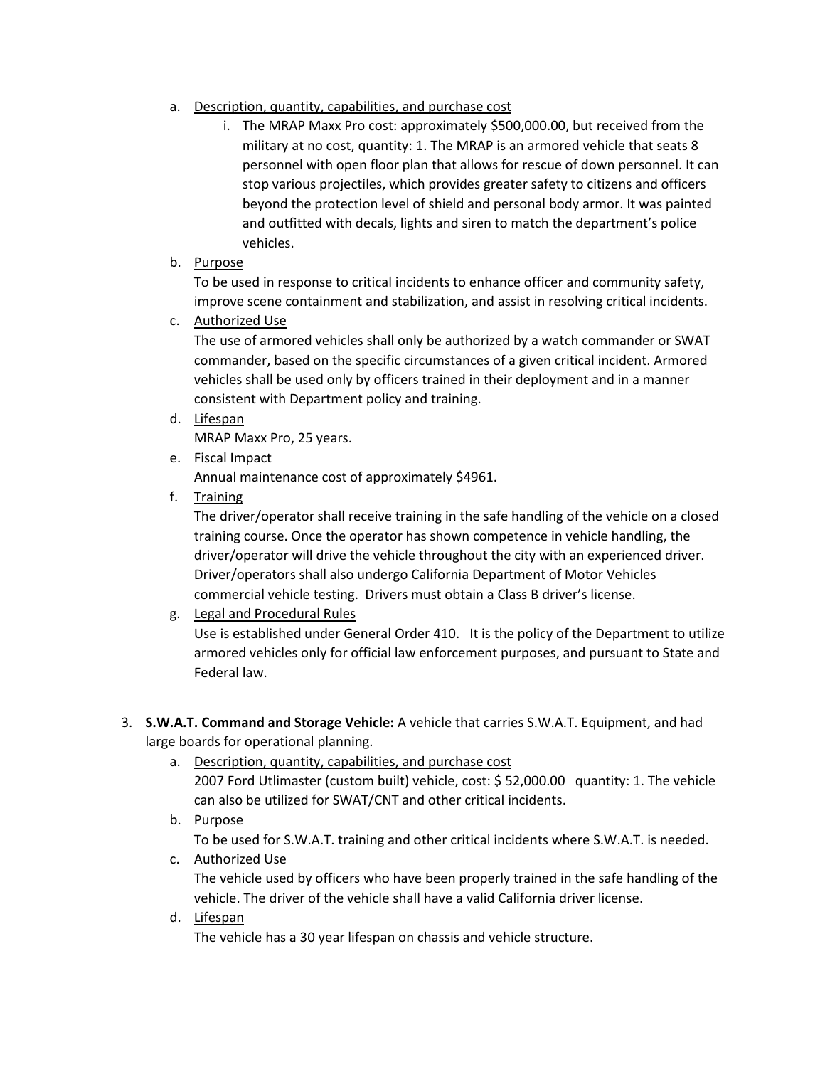a. Description, quantity, capabilities, and purchase cost
    i. The MRAP Maxx Pro cost: approximately $500,000.00, but received from the military at no cost, quantity: 1. The MRAP is an armored vehicle that seats 8 personnel with open floor plan that allows for rescue of down personnel. It can stop various projectiles, which provides greater safety to citizens and officers beyond the protection level of shield and personal body armor. It was painted and outfitted with decals, lights and siren to match the department's police vehicles.

b. Purpose

   To be used in response to critical incidents to enhance officer and community safety, improve scene containment and stabilization, and assist in resolving critical incidents.

c. Authorized Use

   The use of armored vehicles shall only be authorized by a watch commander or SWAT commander, based on the specific circumstances of a given critical incident. Armored vehicles shall be used only by officers trained in their deployment and in a manner consistent with Department policy and training.

d. Lifespan

   MRAP Maxx Pro, 25 years.

e. Fiscal Impact

   Annual maintenance cost of approximately $4961.

f. Training

   The driver/operator shall receive training in the safe handling of the vehicle on a closed training course. Once the operator has shown competence in vehicle handling, the driver/operator will drive the vehicle throughout the city with an experienced driver. Driver/operators shall also undergo California Department of Motor Vehicles commercial vehicle testing. Drivers must obtain a Class B driver's license.

g. Legal and Procedural Rules

   Use is established under General Order 410. It is the policy of the Department to utilize armored vehicles only for official law enforcement purposes, and pursuant to State and Federal law.

3. **S.W.A.T. Command and Storage Vehicle:** A vehicle that carries S.W.A.T. Equipment, and had large boards for operational planning.

   a. Description, quantity, capabilities, and purchase cost

      2007 Ford Utlimaster (custom built) vehicle, cost: $ 52,000.00 quantity: 1. The vehicle can also be utilized for SWAT/CNT and other critical incidents.

   b. Purpose

      To be used for S.W.A.T. training and other critical incidents where S.W.A.T. is needed.

   c. Authorized Use

      The vehicle used by officers who have been properly trained in the safe handling of the vehicle. The driver of the vehicle shall have a valid California driver license.

   d. Lifespan

      The vehicle has a 30 year lifespan on chassis and vehicle structure.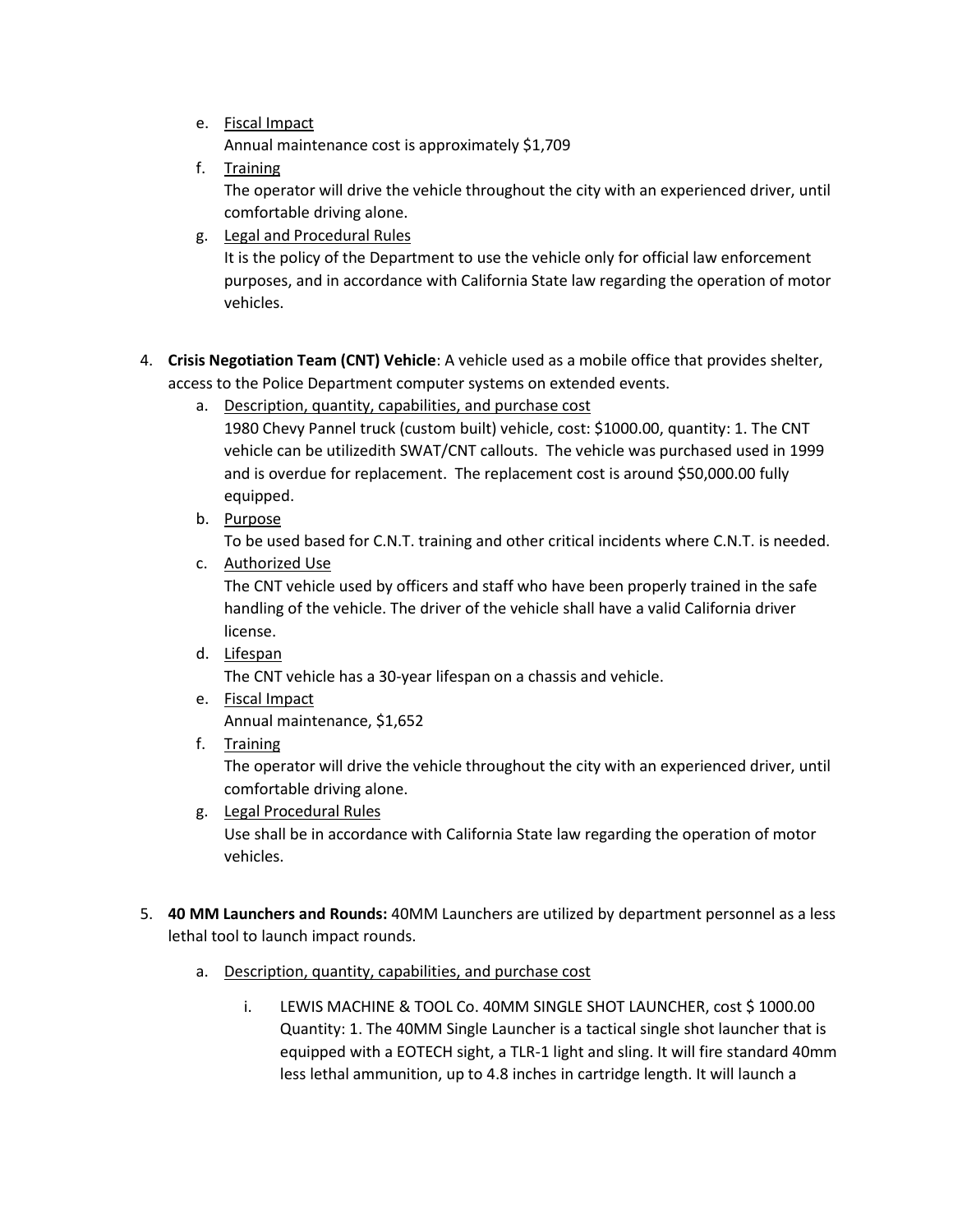e. Fiscal Impact
   Annual maintenance cost is approximately $1,709

f. Training
   The operator will drive the vehicle throughout the city with an experienced driver, until comfortable driving alone.

g. Legal and Procedural Rules
   It is the policy of the Department to use the vehicle only for official law enforcement purposes, and in accordance with California State law regarding the operation of motor vehicles.

4. **Crisis Negotiation Team (CNT) Vehicle**: A vehicle used as a mobile office that provides shelter, access to the Police Department computer systems on extended events.

   a. Description, quantity, capabilities, and purchase cost
      1980 Chevy Pannel truck (custom built) vehicle, cost: $1000.00, quantity: 1. The CNT vehicle can be utilizedith SWAT/CNT callouts. The vehicle was purchased used in 1999 and is overdue for replacement. The replacement cost is around $50,000.00 fully equipped.

   b. Purpose
      To be used based for C.N.T. training and other critical incidents where C.N.T. is needed.

   c. Authorized Use
      The CNT vehicle used by officers and staff who have been properly trained in the safe handling of the vehicle. The driver of the vehicle shall have a valid California driver license.

   d. Lifespan
      The CNT vehicle has a 30-year lifespan on a chassis and vehicle.

   e. Fiscal Impact
      Annual maintenance, $1,652

   f. Training
      The operator will drive the vehicle throughout the city with an experienced driver, until comfortable driving alone.

   g. Legal Procedural Rules
      Use shall be in accordance with California State law regarding the operation of motor vehicles.

5. **40 MM Launchers and Rounds:** 40MM Launchers are utilized by department personnel as a less lethal tool to launch impact rounds.

   a. Description, quantity, capabilities, and purchase cost

      i. LEWIS MACHINE & TOOL Co. 40MM SINGLE SHOT LAUNCHER, cost $ 1000.00 Quantity: 1. The 40MM Single Launcher is a tactical single shot launcher that is equipped with a EOTECH sight, a TLR-1 light and sling. It will fire standard 40mm less lethal ammunition, up to 4.8 inches in cartridge length. It will launch a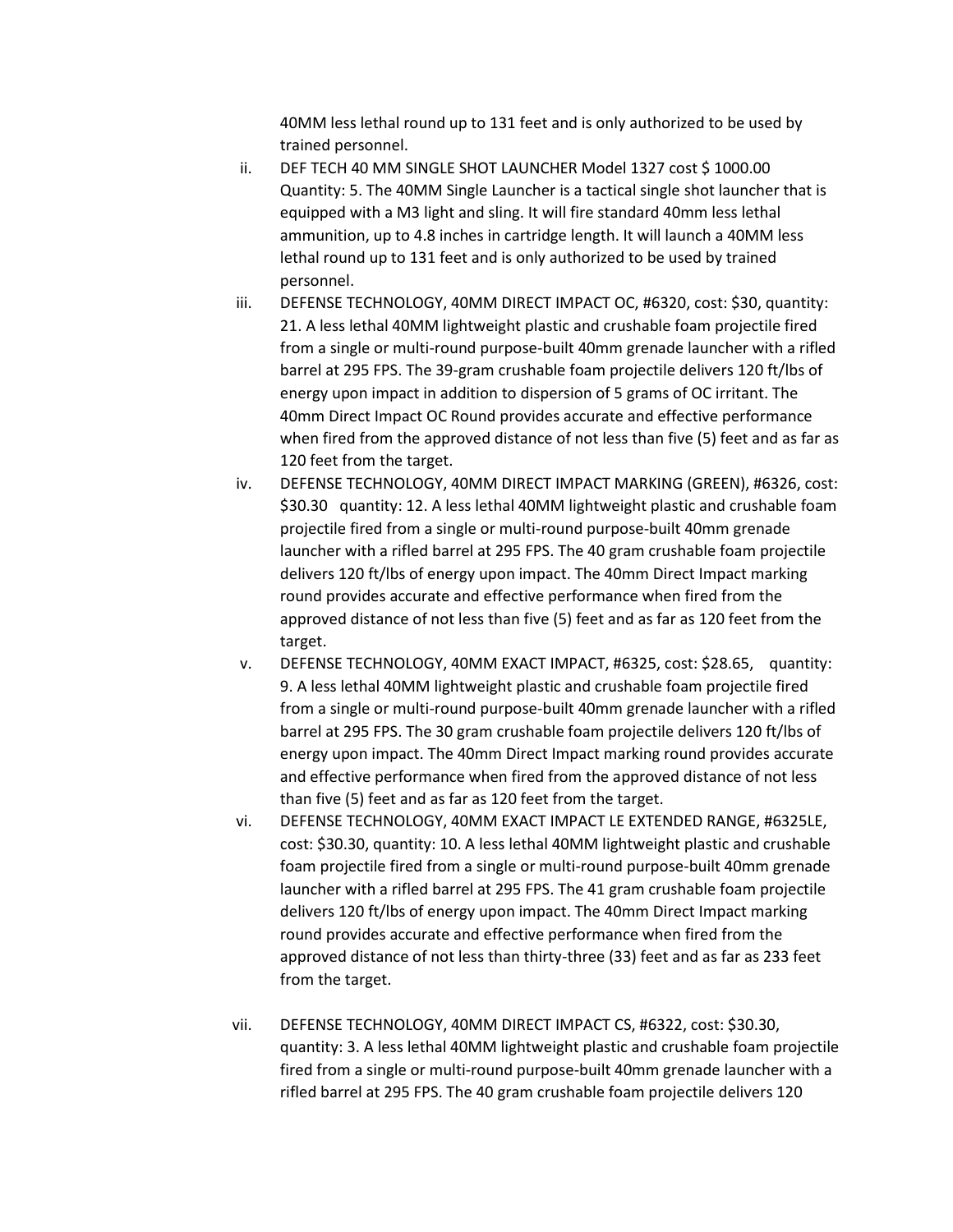40MM less lethal round up to 131 feet and is only authorized to be used by trained personnel.

ii. DEF TECH 40 MM SINGLE SHOT LAUNCHER Model 1327 cost $ 1000.00 Quantity: 5. The 40MM Single Launcher is a tactical single shot launcher that is equipped with a M3 light and sling. It will fire standard 40mm less lethal ammunition, up to 4.8 inches in cartridge length. It will launch a 40MM less lethal round up to 131 feet and is only authorized to be used by trained personnel.

iii. DEFENSE TECHNOLOGY, 40MM DIRECT IMPACT OC, #6320, cost: $30, quantity: 21. A less lethal 40MM lightweight plastic and crushable foam projectile fired from a single or multi-round purpose-built 40mm grenade launcher with a rifled barrel at 295 FPS. The 39-gram crushable foam projectile delivers 120 ft/lbs of energy upon impact in addition to dispersion of 5 grams of OC irritant. The 40mm Direct Impact OC Round provides accurate and effective performance when fired from the approved distance of not less than five (5) feet and as far as 120 feet from the target.

iv. DEFENSE TECHNOLOGY, 40MM DIRECT IMPACT MARKING (GREEN), #6326, cost: $30.30 quantity: 12. A less lethal 40MM lightweight plastic and crushable foam projectile fired from a single or multi-round purpose-built 40mm grenade launcher with a rifled barrel at 295 FPS. The 40 gram crushable foam projectile delivers 120 ft/lbs of energy upon impact. The 40mm Direct Impact marking round provides accurate and effective performance when fired from the approved distance of not less than five (5) feet and as far as 120 feet from the target.

v. DEFENSE TECHNOLOGY, 40MM EXACT IMPACT, #6325, cost: $28.65, quantity: 9. A less lethal 40MM lightweight plastic and crushable foam projectile fired from a single or multi-round purpose-built 40mm grenade launcher with a rifled barrel at 295 FPS. The 30 gram crushable foam projectile delivers 120 ft/lbs of energy upon impact. The 40mm Direct Impact marking round provides accurate and effective performance when fired from the approved distance of not less than five (5) feet and as far as 120 feet from the target.

vi. DEFENSE TECHNOLOGY, 40MM EXACT IMPACT LE EXTENDED RANGE, #6325LE, cost: $30.30, quantity: 10. A less lethal 40MM lightweight plastic and crushable foam projectile fired from a single or multi-round purpose-built 40mm grenade launcher with a rifled barrel at 295 FPS. The 41 gram crushable foam projectile delivers 120 ft/lbs of energy upon impact. The 40mm Direct Impact marking round provides accurate and effective performance when fired from the approved distance of not less than thirty-three (33) feet and as far as 233 feet from the target.

vii. DEFENSE TECHNOLOGY, 40MM DIRECT IMPACT CS, #6322, cost: $30.30, quantity: 3. A less lethal 40MM lightweight plastic and crushable foam projectile fired from a single or multi-round purpose-built 40mm grenade launcher with a rifled barrel at 295 FPS. The 40 gram crushable foam projectile delivers 120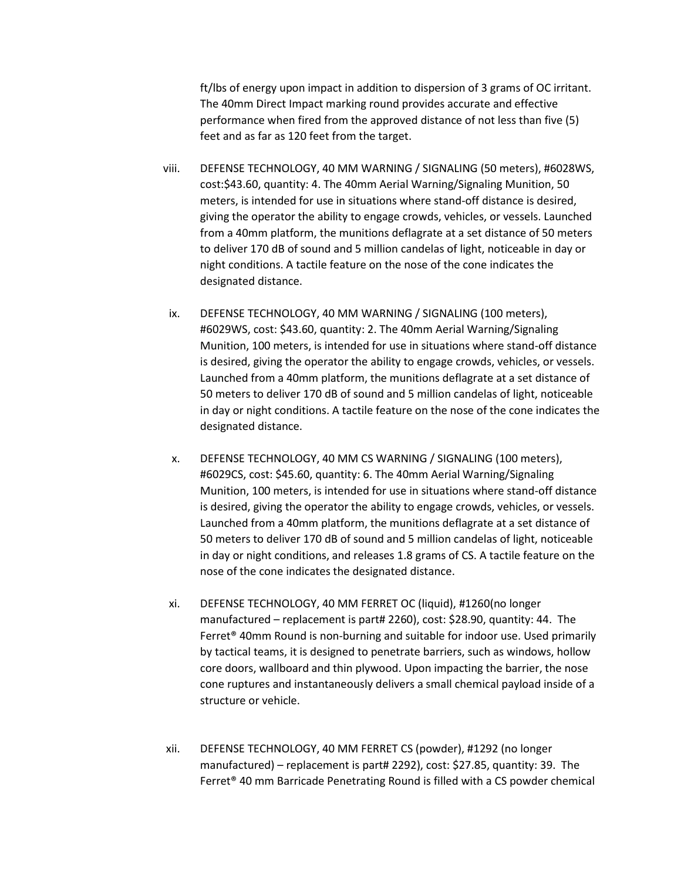ft/lbs of energy upon impact in addition to dispersion of 3 grams of OC irritant. The 40mm Direct Impact marking round provides accurate and effective performance when fired from the approved distance of not less than five (5) feet and as far as 120 feet from the target.

viii. DEFENSE TECHNOLOGY, 40 MM WARNING / SIGNALING (50 meters), #6028WS, cost:$43.60, quantity: 4. The 40mm Aerial Warning/Signaling Munition, 50 meters, is intended for use in situations where stand-off distance is desired, giving the operator the ability to engage crowds, vehicles, or vessels. Launched from a 40mm platform, the munitions deflagrate at a set distance of 50 meters to deliver 170 dB of sound and 5 million candelas of light, noticeable in day or night conditions. A tactile feature on the nose of the cone indicates the designated distance.

ix. DEFENSE TECHNOLOGY, 40 MM WARNING / SIGNALING (100 meters), #6029WS, cost: $43.60, quantity: 2. The 40mm Aerial Warning/Signaling Munition, 100 meters, is intended for use in situations where stand-off distance is desired, giving the operator the ability to engage crowds, vehicles, or vessels. Launched from a 40mm platform, the munitions deflagrate at a set distance of 50 meters to deliver 170 dB of sound and 5 million candelas of light, noticeable in day or night conditions. A tactile feature on the nose of the cone indicates the designated distance.

x. DEFENSE TECHNOLOGY, 40 MM CS WARNING / SIGNALING (100 meters), #6029CS, cost: $45.60, quantity: 6. The 40mm Aerial Warning/Signaling Munition, 100 meters, is intended for use in situations where stand-off distance is desired, giving the operator the ability to engage crowds, vehicles, or vessels. Launched from a 40mm platform, the munitions deflagrate at a set distance of 50 meters to deliver 170 dB of sound and 5 million candelas of light, noticeable in day or night conditions, and releases 1.8 grams of CS. A tactile feature on the nose of the cone indicates the designated distance.

xi. DEFENSE TECHNOLOGY, 40 MM FERRET OC (liquid), #1260(no longer manufactured – replacement is part# 2260), cost: $28.90, quantity: 44. The Ferret® 40mm Round is non-burning and suitable for indoor use. Used primarily by tactical teams, it is designed to penetrate barriers, such as windows, hollow core doors, wallboard and thin plywood. Upon impacting the barrier, the nose cone ruptures and instantaneously delivers a small chemical payload inside of a structure or vehicle.

xii. DEFENSE TECHNOLOGY, 40 MM FERRET CS (powder), #1292 (no longer manufactured) – replacement is part# 2292), cost: $27.85, quantity: 39. The Ferret® 40 mm Barricade Penetrating Round is filled with a CS powder chemical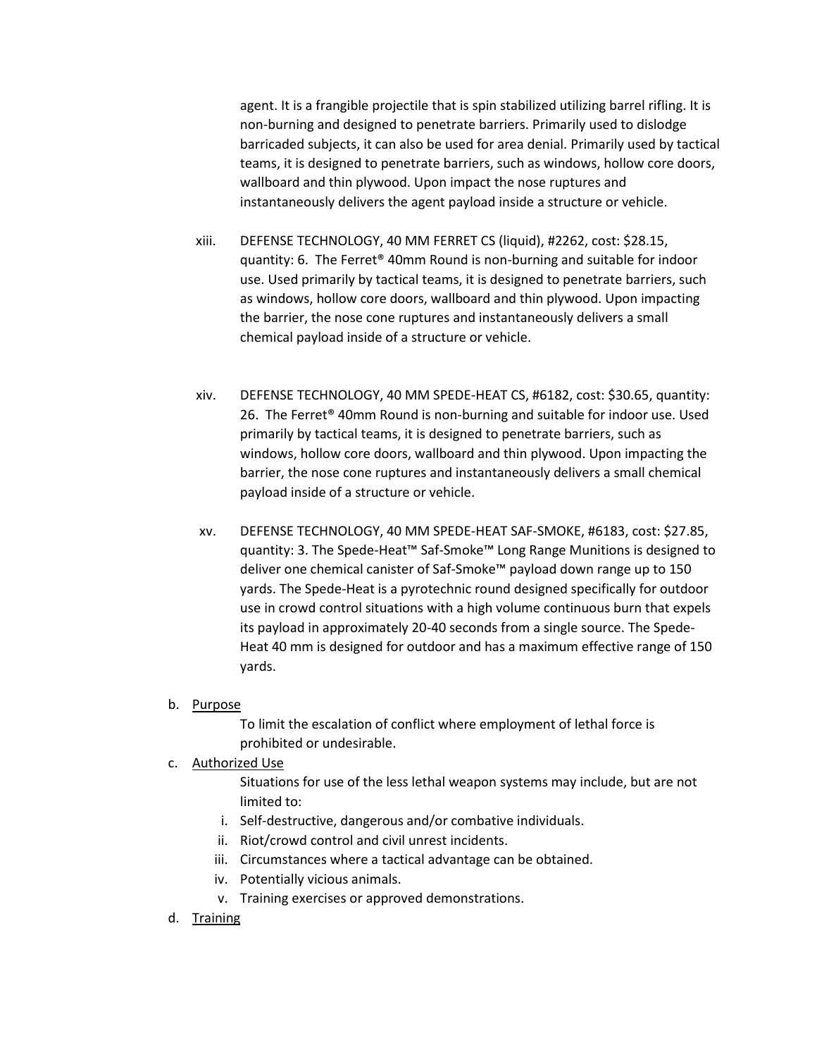agent. It is a frangible projectile that is spin stabilized utilizing barrel rifling. It is non-burning and designed to penetrate barriers. Primarily used to dislodge barricaded subjects, it can also be used for area denial. Primarily used by tactical teams, it is designed to penetrate barriers, such as windows, hollow core doors, wallboard and thin plywood. Upon impact the nose ruptures and instantaneously delivers the agent payload inside a structure or vehicle.

xiii. DEFENSE TECHNOLOGY, 40 MM FERRET CS (liquid), #2262, cost: $28.15, quantity: 6. The Ferret® 40mm Round is non-burning and suitable for indoor use. Used primarily by tactical teams, it is designed to penetrate barriers, such as windows, hollow core doors, wallboard and thin plywood. Upon impacting the barrier, the nose cone ruptures and instantaneously delivers a small chemical payload inside of a structure or vehicle.

xiv. DEFENSE TECHNOLOGY, 40 MM SPEDE-HEAT CS, #6182, cost: $30.65, quantity: 26. The Ferret® 40mm Round is non-burning and suitable for indoor use. Used primarily by tactical teams, it is designed to penetrate barriers, such as windows, hollow core doors, wallboard and thin plywood. Upon impacting the barrier, the nose cone ruptures and instantaneously delivers a small chemical payload inside of a structure or vehicle.

xv. DEFENSE TECHNOLOGY, 40 MM SPEDE-HEAT SAF-SMOKE, #6183, cost: $27.85, quantity: 3. The Spede-Heat™ Saf-Smoke™ Long Range Munitions is designed to deliver one chemical canister of Saf-Smoke™ payload down range up to 150 yards. The Spede-Heat is a pyrotechnic round designed specifically for outdoor use in crowd control situations with a high volume continuous burn that expels its payload in approximately 20-40 seconds from a single source. The Spede-Heat 40 mm is designed for outdoor and has a maximum effective range of 150 yards.

b. Purpose

To limit the escalation of conflict where employment of lethal force is prohibited or undesirable.

c. Authorized Use

Situations for use of the less lethal weapon systems may include, but are not limited to:

i. Self-destructive, dangerous and/or combative individuals.
ii. Riot/crowd control and civil unrest incidents.
iii. Circumstances where a tactical advantage can be obtained.
iv. Potentially vicious animals.
v. Training exercises or approved demonstrations.

d. Training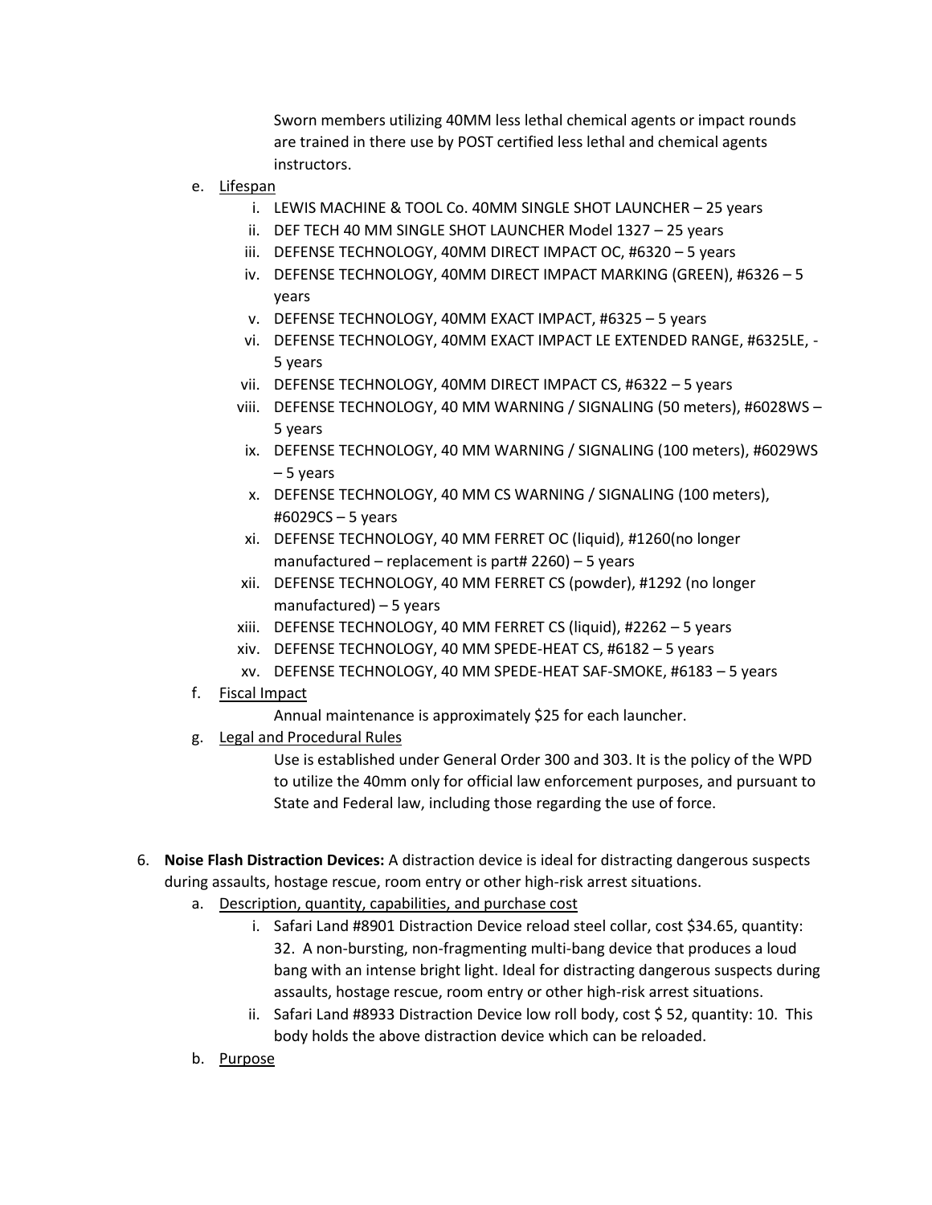Sworn members utilizing 40MM less lethal chemical agents or impact rounds are trained in there use by POST certified less lethal and chemical agents instructors.

e. Lifespan
   i. LEWIS MACHINE & TOOL Co. 40MM SINGLE SHOT LAUNCHER – 25 years
   ii. DEF TECH 40 MM SINGLE SHOT LAUNCHER Model 1327 – 25 years
   iii. DEFENSE TECHNOLOGY, 40MM DIRECT IMPACT OC, #6320 – 5 years
   iv. DEFENSE TECHNOLOGY, 40MM DIRECT IMPACT MARKING (GREEN), #6326 – 5 years
   v. DEFENSE TECHNOLOGY, 40MM EXACT IMPACT, #6325 – 5 years
   vi. DEFENSE TECHNOLOGY, 40MM EXACT IMPACT LE EXTENDED RANGE, #6325LE, - 5 years
   vii. DEFENSE TECHNOLOGY, 40MM DIRECT IMPACT CS, #6322 – 5 years
   viii. DEFENSE TECHNOLOGY, 40 MM WARNING / SIGNALING (50 meters), #6028WS – 5 years
   ix. DEFENSE TECHNOLOGY, 40 MM WARNING / SIGNALING (100 meters), #6029WS – 5 years
   x. DEFENSE TECHNOLOGY, 40 MM CS WARNING / SIGNALING (100 meters), #6029CS – 5 years
   xi. DEFENSE TECHNOLOGY, 40 MM FERRET OC (liquid), #1260(no longer manufactured – replacement is part# 2260) – 5 years
   xii. DEFENSE TECHNOLOGY, 40 MM FERRET CS (powder), #1292 (no longer manufactured) – 5 years
   xiii. DEFENSE TECHNOLOGY, 40 MM FERRET CS (liquid), #2262 – 5 years
   xiv. DEFENSE TECHNOLOGY, 40 MM SPEDE-HEAT CS, #6182 – 5 years
   xv. DEFENSE TECHNOLOGY, 40 MM SPEDE-HEAT SAF-SMOKE, #6183 – 5 years

f. Fiscal Impact

   Annual maintenance is approximately $25 for each launcher.

g. Legal and Procedural Rules

   Use is established under General Order 300 and 303. It is the policy of the WPD to utilize the 40mm only for official law enforcement purposes, and pursuant to State and Federal law, including those regarding the use of force.

6. **Noise Flash Distraction Devices:** A distraction device is ideal for distracting dangerous suspects during assaults, hostage rescue, room entry or other high-risk arrest situations.

   a. Description, quantity, capabilities, and purchase cost
      i. Safari Land #8901 Distraction Device reload steel collar, cost $34.65, quantity: 32. A non-bursting, non-fragmenting multi-bang device that produces a loud bang with an intense bright light. Ideal for distracting dangerous suspects during assaults, hostage rescue, room entry or other high-risk arrest situations.
      ii. Safari Land #8933 Distraction Device low roll body, cost $ 52, quantity: 10. This body holds the above distraction device which can be reloaded.

   b. Purpose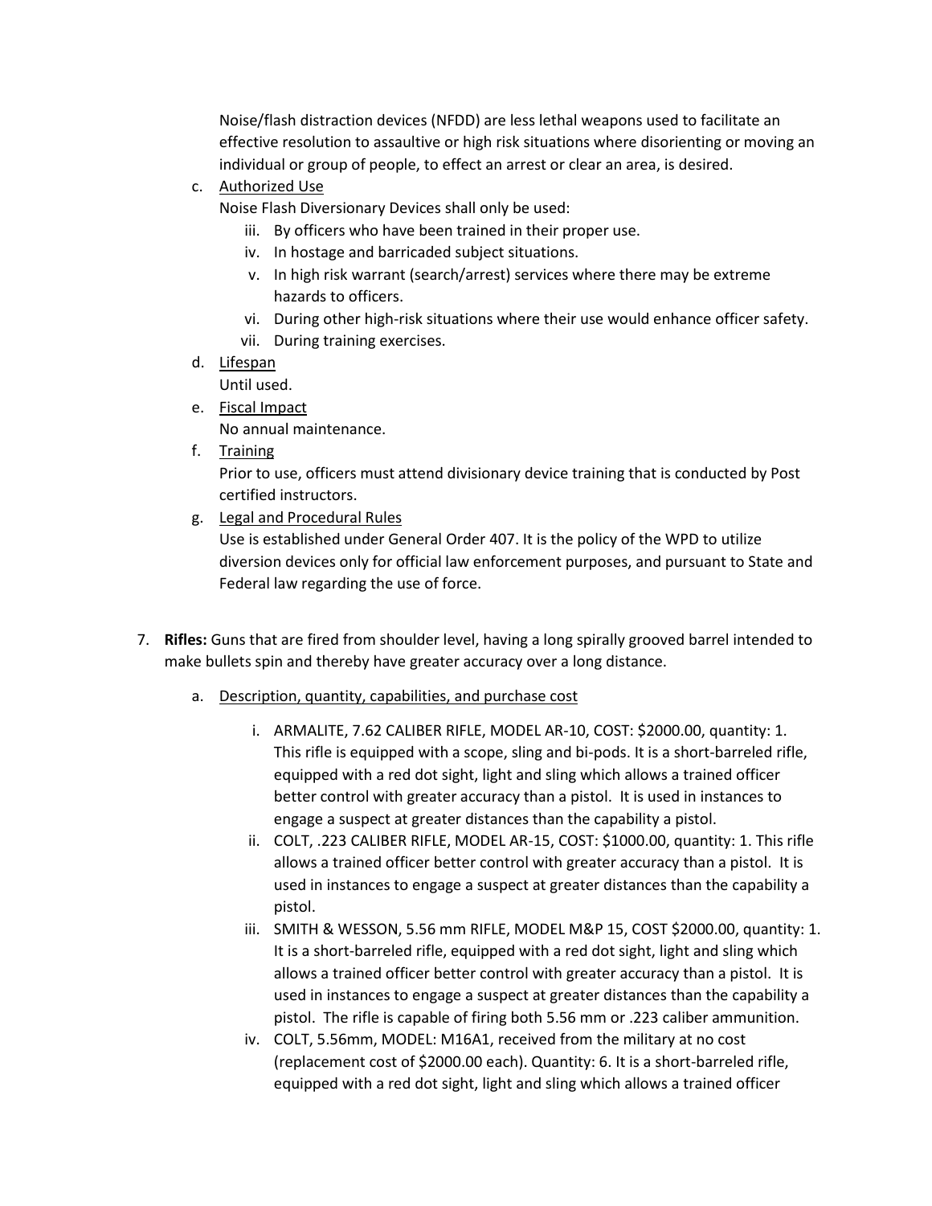Noise/flash distraction devices (NFDD) are less lethal weapons used to facilitate an effective resolution to assaultive or high risk situations where disorienting or moving an individual or group of people, to effect an arrest or clear an area, is desired.

c. Authorized Use

Noise Flash Diversionary Devices shall only be used:

iii. By officers who have been trained in their proper use.

iv. In hostage and barricaded subject situations.

v. In high risk warrant (search/arrest) services where there may be extreme hazards to officers.

vi. During other high-risk situations where their use would enhance officer safety.

vii. During training exercises.

d. Lifespan

Until used.

e. Fiscal Impact

No annual maintenance.

f. Training

Prior to use, officers must attend divisionary device training that is conducted by Post certified instructors.

g. Legal and Procedural Rules

Use is established under General Order 407. It is the policy of the WPD to utilize diversion devices only for official law enforcement purposes, and pursuant to State and Federal law regarding the use of force.

7. **Rifles:** Guns that are fired from shoulder level, having a long spirally grooved barrel intended to make bullets spin and thereby have greater accuracy over a long distance.

a. Description, quantity, capabilities, and purchase cost

i. ARMALITE, 7.62 CALIBER RIFLE, MODEL AR-10, COST: $2000.00, quantity: 1. This rifle is equipped with a scope, sling and bi-pods. It is a short-barreled rifle, equipped with a red dot sight, light and sling which allows a trained officer better control with greater accuracy than a pistol. It is used in instances to engage a suspect at greater distances than the capability a pistol.

ii. COLT, .223 CALIBER RIFLE, MODEL AR-15, COST: $1000.00, quantity: 1. This rifle allows a trained officer better control with greater accuracy than a pistol. It is used in instances to engage a suspect at greater distances than the capability a pistol.

iii. SMITH & WESSON, 5.56 mm RIFLE, MODEL M&P 15, COST $2000.00, quantity: 1. It is a short-barreled rifle, equipped with a red dot sight, light and sling which allows a trained officer better control with greater accuracy than a pistol. It is used in instances to engage a suspect at greater distances than the capability a pistol. The rifle is capable of firing both 5.56 mm or .223 caliber ammunition.

iv. COLT, 5.56mm, MODEL: M16A1, received from the military at no cost (replacement cost of $2000.00 each). Quantity: 6. It is a short-barreled rifle, equipped with a red dot sight, light and sling which allows a trained officer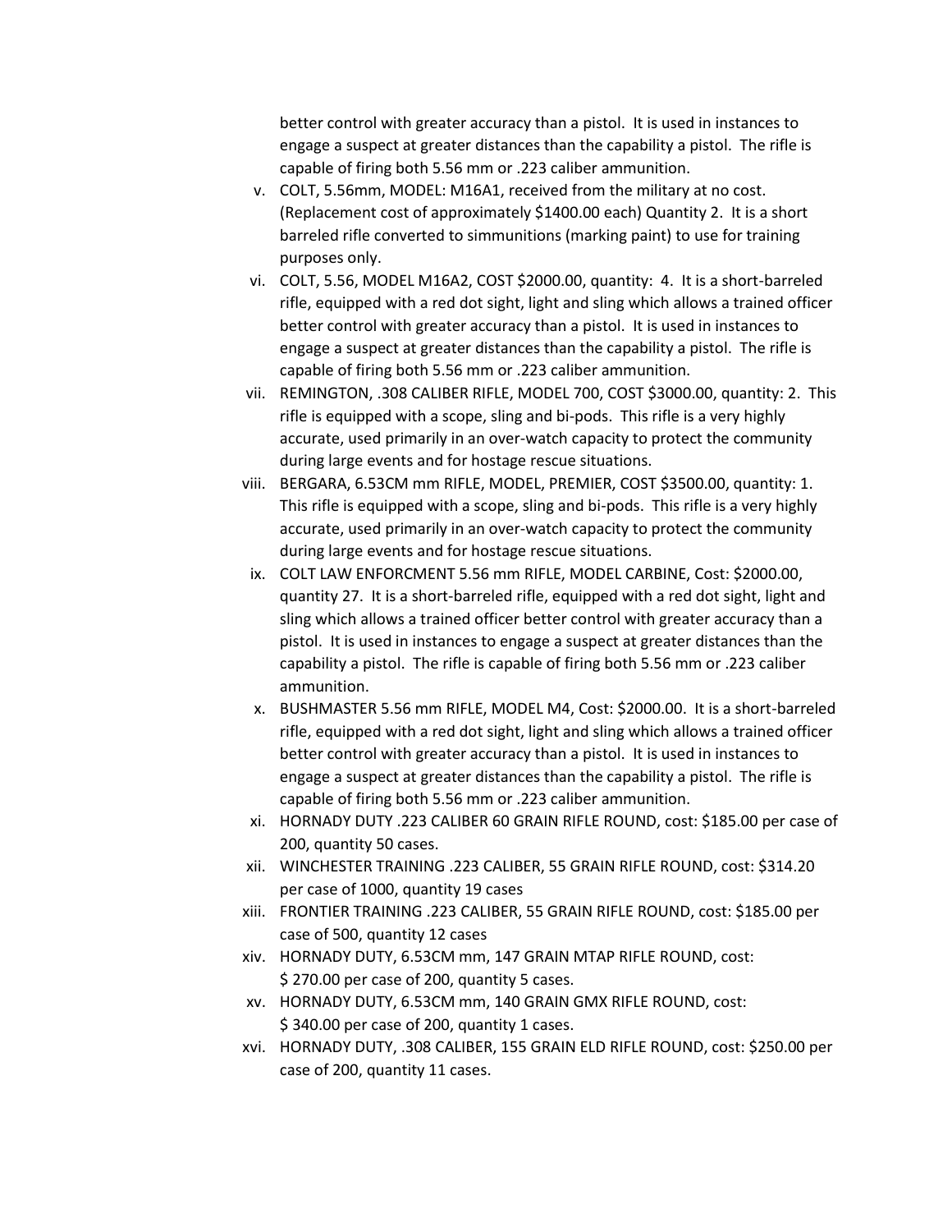better control with greater accuracy than a pistol. It is used in instances to engage a suspect at greater distances than the capability a pistol. The rifle is capable of firing both 5.56 mm or .223 caliber ammunition.

v. COLT, 5.56mm, MODEL: M16A1, received from the military at no cost. (Replacement cost of approximately $1400.00 each) Quantity 2. It is a short barreled rifle converted to simmunitions (marking paint) to use for training purposes only.

vi. COLT, 5.56, MODEL M16A2, COST $2000.00, quantity: 4. It is a short-barreled rifle, equipped with a red dot sight, light and sling which allows a trained officer better control with greater accuracy than a pistol. It is used in instances to engage a suspect at greater distances than the capability a pistol. The rifle is capable of firing both 5.56 mm or .223 caliber ammunition.

vii. REMINGTON, .308 CALIBER RIFLE, MODEL 700, COST $3000.00, quantity: 2. This rifle is equipped with a scope, sling and bi-pods. This rifle is a very highly accurate, used primarily in an over-watch capacity to protect the community during large events and for hostage rescue situations.

viii. BERGARA, 6.53CM mm RIFLE, MODEL, PREMIER, COST $3500.00, quantity: 1. This rifle is equipped with a scope, sling and bi-pods. This rifle is a very highly accurate, used primarily in an over-watch capacity to protect the community during large events and for hostage rescue situations.

ix. COLT LAW ENFORCMENT 5.56 mm RIFLE, MODEL CARBINE, Cost: $2000.00, quantity 27. It is a short-barreled rifle, equipped with a red dot sight, light and sling which allows a trained officer better control with greater accuracy than a pistol. It is used in instances to engage a suspect at greater distances than the capability a pistol. The rifle is capable of firing both 5.56 mm or .223 caliber ammunition.

x. BUSHMASTER 5.56 mm RIFLE, MODEL M4, Cost: $2000.00. It is a short-barreled rifle, equipped with a red dot sight, light and sling which allows a trained officer better control with greater accuracy than a pistol. It is used in instances to engage a suspect at greater distances than the capability a pistol. The rifle is capable of firing both 5.56 mm or .223 caliber ammunition.

xi. HORNADY DUTY .223 CALIBER 60 GRAIN RIFLE ROUND, cost: $185.00 per case of 200, quantity 50 cases.

xii. WINCHESTER TRAINING .223 CALIBER, 55 GRAIN RIFLE ROUND, cost: $314.20 per case of 1000, quantity 19 cases

xiii. FRONTIER TRAINING .223 CALIBER, 55 GRAIN RIFLE ROUND, cost: $185.00 per case of 500, quantity 12 cases

xiv. HORNADY DUTY, 6.53CM mm, 147 GRAIN MTAP RIFLE ROUND, cost: $ 270.00 per case of 200, quantity 5 cases.

xv. HORNADY DUTY, 6.53CM mm, 140 GRAIN GMX RIFLE ROUND, cost: $ 340.00 per case of 200, quantity 1 cases.

xvi. HORNADY DUTY, .308 CALIBER, 155 GRAIN ELD RIFLE ROUND, cost: $250.00 per case of 200, quantity 11 cases.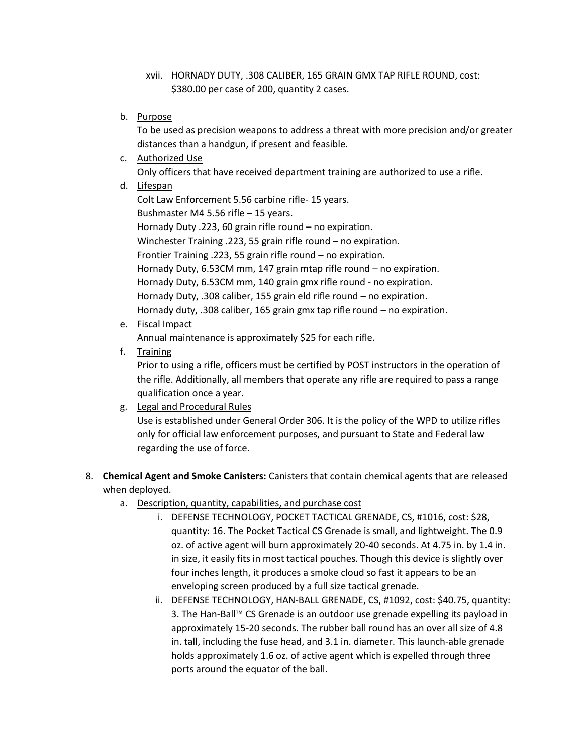xvii. HORNADY DUTY, .308 CALIBER, 165 GRAIN GMX TAP RIFLE ROUND, cost: $380.00 per case of 200, quantity 2 cases.

b. Purpose

To be used as precision weapons to address a threat with more precision and/or greater distances than a handgun, if present and feasible.

c. Authorized Use

Only officers that have received department training are authorized to use a rifle.

d. Lifespan

Colt Law Enforcement 5.56 carbine rifle- 15 years.
Bushmaster M4 5.56 rifle – 15 years.
Hornady Duty .223, 60 grain rifle round – no expiration.
Winchester Training .223, 55 grain rifle round – no expiration.
Frontier Training .223, 55 grain rifle round – no expiration.
Hornady Duty, 6.53CM mm, 147 grain mtap rifle round – no expiration.
Hornady Duty, 6.53CM mm, 140 grain gmx rifle round - no expiration.
Hornady Duty, .308 caliber, 155 grain eld rifle round – no expiration.
Hornady duty, .308 caliber, 165 grain gmx tap rifle round – no expiration.

e. Fiscal Impact

Annual maintenance is approximately $25 for each rifle.

f. Training

Prior to using a rifle, officers must be certified by POST instructors in the operation of the rifle. Additionally, all members that operate any rifle are required to pass a range qualification once a year.

g. Legal and Procedural Rules

Use is established under General Order 306. It is the policy of the WPD to utilize rifles only for official law enforcement purposes, and pursuant to State and Federal law regarding the use of force.

8. **Chemical Agent and Smoke Canisters:** Canisters that contain chemical agents that are released when deployed.

   a. Description, quantity, capabilities, and purchase cost

      i. DEFENSE TECHNOLOGY, POCKET TACTICAL GRENADE, CS, #1016, cost: $28, quantity: 16. The Pocket Tactical CS Grenade is small, and lightweight. The 0.9 oz. of active agent will burn approximately 20-40 seconds. At 4.75 in. by 1.4 in. in size, it easily fits in most tactical pouches. Though this device is slightly over four inches length, it produces a smoke cloud so fast it appears to be an enveloping screen produced by a full size tactical grenade.

      ii. DEFENSE TECHNOLOGY, HAN-BALL GRENADE, CS, #1092, cost: $40.75, quantity: 3. The Han-Ball™ CS Grenade is an outdoor use grenade expelling its payload in approximately 15-20 seconds. The rubber ball round has an over all size of 4.8 in. tall, including the fuse head, and 3.1 in. diameter. This launch-able grenade holds approximately 1.6 oz. of active agent which is expelled through three ports around the equator of the ball.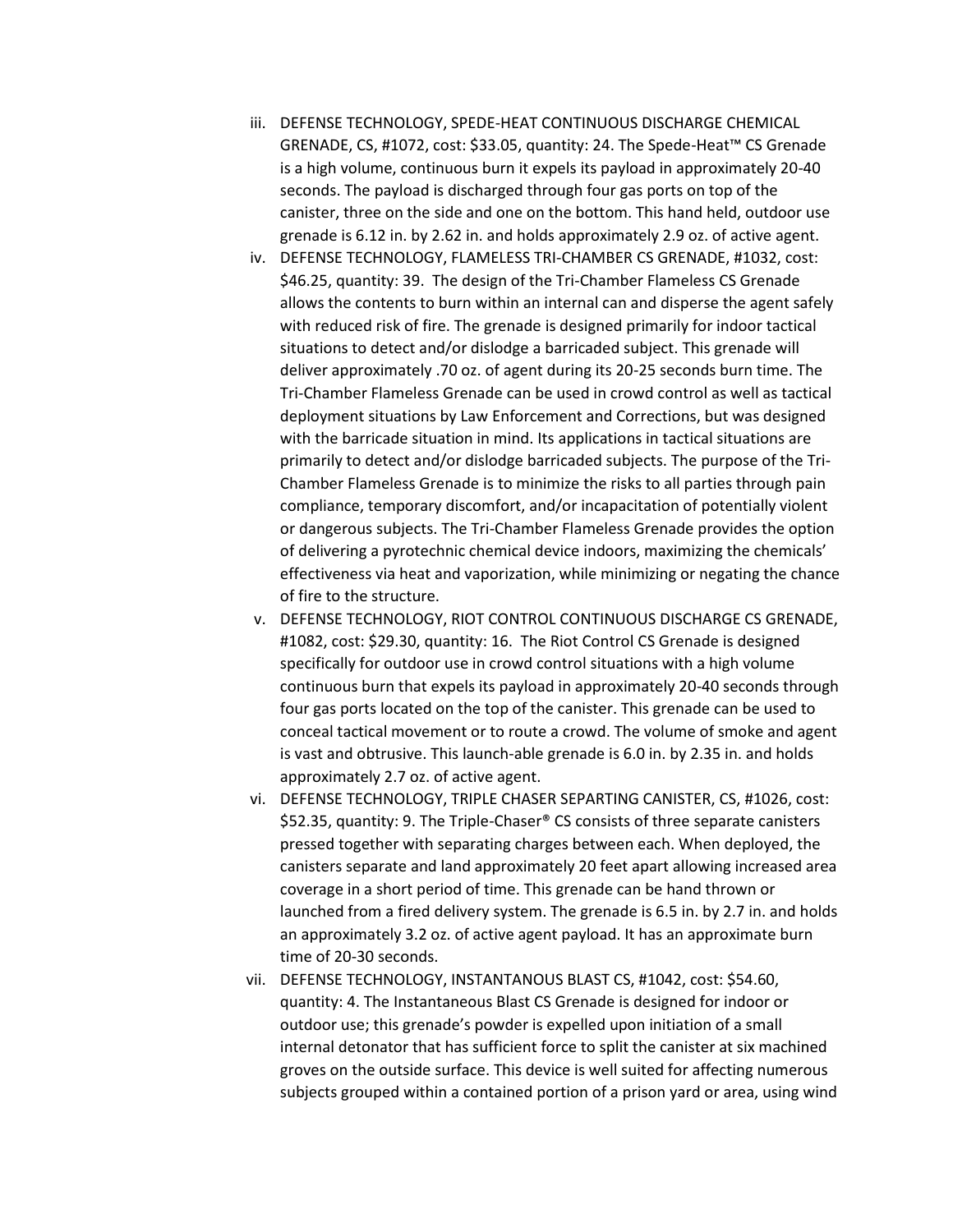iii. DEFENSE TECHNOLOGY, SPEDE-HEAT CONTINUOUS DISCHARGE CHEMICAL GRENADE, CS, #1072, cost: $33.05, quantity: 24. The Spede-Heat™ CS Grenade is a high volume, continuous burn it expels its payload in approximately 20-40 seconds. The payload is discharged through four gas ports on top of the canister, three on the side and one on the bottom. This hand held, outdoor use grenade is 6.12 in. by 2.62 in. and holds approximately 2.9 oz. of active agent.

iv. DEFENSE TECHNOLOGY, FLAMELESS TRI-CHAMBER CS GRENADE, #1032, cost: $46.25, quantity: 39. The design of the Tri-Chamber Flameless CS Grenade allows the contents to burn within an internal can and disperse the agent safely with reduced risk of fire. The grenade is designed primarily for indoor tactical situations to detect and/or dislodge a barricaded subject. This grenade will deliver approximately .70 oz. of agent during its 20-25 seconds burn time. The Tri-Chamber Flameless Grenade can be used in crowd control as well as tactical deployment situations by Law Enforcement and Corrections, but was designed with the barricade situation in mind. Its applications in tactical situations are primarily to detect and/or dislodge barricaded subjects. The purpose of the Tri-Chamber Flameless Grenade is to minimize the risks to all parties through pain compliance, temporary discomfort, and/or incapacitation of potentially violent or dangerous subjects. The Tri-Chamber Flameless Grenade provides the option of delivering a pyrotechnic chemical device indoors, maximizing the chemicals' effectiveness via heat and vaporization, while minimizing or negating the chance of fire to the structure.

v. DEFENSE TECHNOLOGY, RIOT CONTROL CONTINUOUS DISCHARGE CS GRENADE, #1082, cost: $29.30, quantity: 16. The Riot Control CS Grenade is designed specifically for outdoor use in crowd control situations with a high volume continuous burn that expels its payload in approximately 20-40 seconds through four gas ports located on the top of the canister. This grenade can be used to conceal tactical movement or to route a crowd. The volume of smoke and agent is vast and obtrusive. This launch-able grenade is 6.0 in. by 2.35 in. and holds approximately 2.7 oz. of active agent.

vi. DEFENSE TECHNOLOGY, TRIPLE CHASER SEPARTING CANISTER, CS, #1026, cost: $52.35, quantity: 9. The Triple-Chaser® CS consists of three separate canisters pressed together with separating charges between each. When deployed, the canisters separate and land approximately 20 feet apart allowing increased area coverage in a short period of time. This grenade can be hand thrown or launched from a fired delivery system. The grenade is 6.5 in. by 2.7 in. and holds an approximately 3.2 oz. of active agent payload. It has an approximate burn time of 20-30 seconds.

vii. DEFENSE TECHNOLOGY, INSTANTANOUS BLAST CS, #1042, cost: $54.60, quantity: 4. The Instantaneous Blast CS Grenade is designed for indoor or outdoor use; this grenade's powder is expelled upon initiation of a small internal detonator that has sufficient force to split the canister at six machined groves on the outside surface. This device is well suited for affecting numerous subjects grouped within a contained portion of a prison yard or area, using wind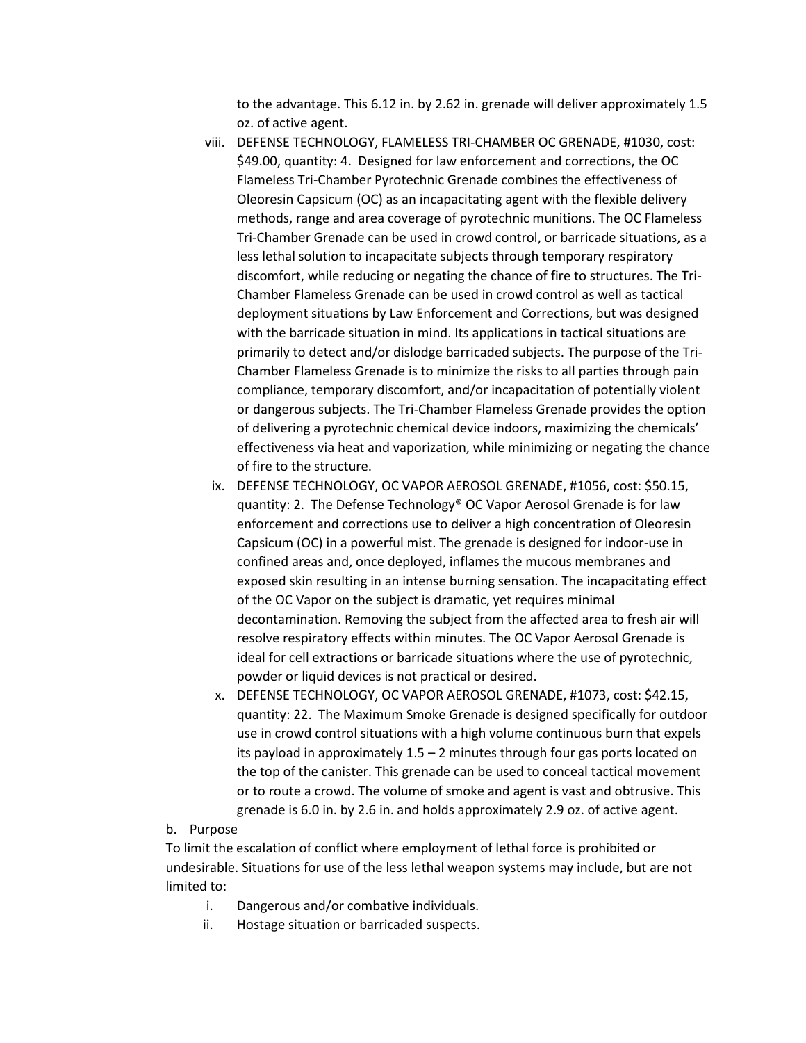to the advantage. This 6.12 in. by 2.62 in. grenade will deliver approximately 1.5 oz. of active agent.

viii. DEFENSE TECHNOLOGY, FLAMELESS TRI-CHAMBER OC GRENADE, #1030, cost: $49.00, quantity: 4. Designed for law enforcement and corrections, the OC Flameless Tri-Chamber Pyrotechnic Grenade combines the effectiveness of Oleoresin Capsicum (OC) as an incapacitating agent with the flexible delivery methods, range and area coverage of pyrotechnic munitions. The OC Flameless Tri-Chamber Grenade can be used in crowd control, or barricade situations, as a less lethal solution to incapacitate subjects through temporary respiratory discomfort, while reducing or negating the chance of fire to structures. The Tri-Chamber Flameless Grenade can be used in crowd control as well as tactical deployment situations by Law Enforcement and Corrections, but was designed with the barricade situation in mind. Its applications in tactical situations are primarily to detect and/or dislodge barricaded subjects. The purpose of the Tri-Chamber Flameless Grenade is to minimize the risks to all parties through pain compliance, temporary discomfort, and/or incapacitation of potentially violent or dangerous subjects. The Tri-Chamber Flameless Grenade provides the option of delivering a pyrotechnic chemical device indoors, maximizing the chemicals' effectiveness via heat and vaporization, while minimizing or negating the chance of fire to the structure.

ix. DEFENSE TECHNOLOGY, OC VAPOR AEROSOL GRENADE, #1056, cost: $50.15, quantity: 2. The Defense Technology® OC Vapor Aerosol Grenade is for law enforcement and corrections use to deliver a high concentration of Oleoresin Capsicum (OC) in a powerful mist. The grenade is designed for indoor-use in confined areas and, once deployed, inflames the mucous membranes and exposed skin resulting in an intense burning sensation. The incapacitating effect of the OC Vapor on the subject is dramatic, yet requires minimal decontamination. Removing the subject from the affected area to fresh air will resolve respiratory effects within minutes. The OC Vapor Aerosol Grenade is ideal for cell extractions or barricade situations where the use of pyrotechnic, powder or liquid devices is not practical or desired.

x. DEFENSE TECHNOLOGY, OC VAPOR AEROSOL GRENADE, #1073, cost: $42.15, quantity: 22. The Maximum Smoke Grenade is designed specifically for outdoor use in crowd control situations with a high volume continuous burn that expels its payload in approximately 1.5 – 2 minutes through four gas ports located on the top of the canister. This grenade can be used to conceal tactical movement or to route a crowd. The volume of smoke and agent is vast and obtrusive. This grenade is 6.0 in. by 2.6 in. and holds approximately 2.9 oz. of active agent.

b. <u>Purpose</u>

To limit the escalation of conflict where employment of lethal force is prohibited or undesirable. Situations for use of the less lethal weapon systems may include, but are not limited to:

i. Dangerous and/or combative individuals.
ii. Hostage situation or barricaded suspects.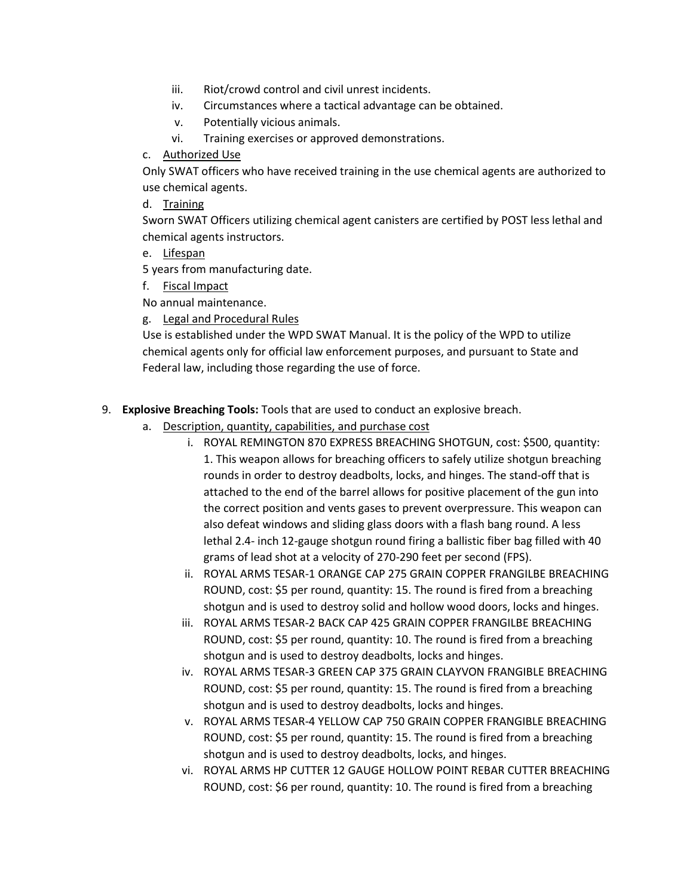iii. Riot/crowd control and civil unrest incidents.
   iv. Circumstances where a tactical advantage can be obtained.
   v. Potentially vicious animals.
   vi. Training exercises or approved demonstrations.

c. Authorized Use

Only SWAT officers who have received training in the use chemical agents are authorized to use chemical agents.

d. Training

Sworn SWAT Officers utilizing chemical agent canisters are certified by POST less lethal and chemical agents instructors.

e. Lifespan

5 years from manufacturing date.

f. Fiscal Impact

No annual maintenance.

g. Legal and Procedural Rules

Use is established under the WPD SWAT Manual. It is the policy of the WPD to utilize chemical agents only for official law enforcement purposes, and pursuant to State and Federal law, including those regarding the use of force.

9. **Explosive Breaching Tools:** Tools that are used to conduct an explosive breach.
   a. Description, quantity, capabilities, and purchase cost
      i. ROYAL REMINGTON 870 EXPRESS BREACHING SHOTGUN, cost: $500, quantity: 1. This weapon allows for breaching officers to safely utilize shotgun breaching rounds in order to destroy deadbolts, locks, and hinges. The stand-off that is attached to the end of the barrel allows for positive placement of the gun into the correct position and vents gases to prevent overpressure. This weapon can also defeat windows and sliding glass doors with a flash bang round. A less lethal 2.4- inch 12-gauge shotgun round firing a ballistic fiber bag filled with 40 grams of lead shot at a velocity of 270-290 feet per second (FPS).
      ii. ROYAL ARMS TESAR-1 ORANGE CAP 275 GRAIN COPPER FRANGILBE BREACHING ROUND, cost: $5 per round, quantity: 15. The round is fired from a breaching shotgun and is used to destroy solid and hollow wood doors, locks and hinges.
      iii. ROYAL ARMS TESAR-2 BACK CAP 425 GRAIN COPPER FRANGILBE BREACHING ROUND, cost: $5 per round, quantity: 10. The round is fired from a breaching shotgun and is used to destroy deadbolts, locks and hinges.
      iv. ROYAL ARMS TESAR-3 GREEN CAP 375 GRAIN CLAYVON FRANGIBLE BREACHING ROUND, cost: $5 per round, quantity: 15. The round is fired from a breaching shotgun and is used to destroy deadbolts, locks and hinges.
      v. ROYAL ARMS TESAR-4 YELLOW CAP 750 GRAIN COPPER FRANGIBLE BREACHING ROUND, cost: $5 per round, quantity: 15. The round is fired from a breaching shotgun and is used to destroy deadbolts, locks, and hinges.
      vi. ROYAL ARMS HP CUTTER 12 GAUGE HOLLOW POINT REBAR CUTTER BREACHING ROUND, cost: $6 per round, quantity: 10. The round is fired from a breaching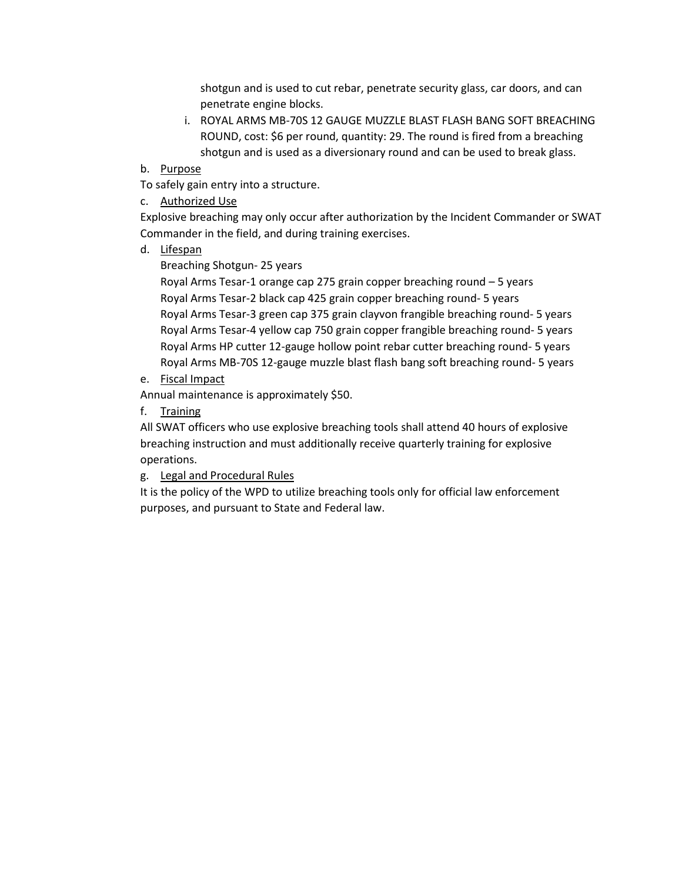shotgun and is used to cut rebar, penetrate security glass, car doors, and can penetrate engine blocks.

i. ROYAL ARMS MB-70S 12 GAUGE MUZZLE BLAST FLASH BANG SOFT BREACHING ROUND, cost: $6 per round, quantity: 29. The round is fired from a breaching shotgun and is used as a diversionary round and can be used to break glass.

b. Purpose

To safely gain entry into a structure.

c. Authorized Use

Explosive breaching may only occur after authorization by the Incident Commander or SWAT Commander in the field, and during training exercises.

d. Lifespan

Breaching Shotgun- 25 years
Royal Arms Tesar-1 orange cap 275 grain copper breaching round – 5 years
Royal Arms Tesar-2 black cap 425 grain copper breaching round- 5 years
Royal Arms Tesar-3 green cap 375 grain clayvon frangible breaching round- 5 years
Royal Arms Tesar-4 yellow cap 750 grain copper frangible breaching round- 5 years
Royal Arms HP cutter 12-gauge hollow point rebar cutter breaching round- 5 years
Royal Arms MB-70S 12-gauge muzzle blast flash bang soft breaching round- 5 years

e. Fiscal Impact

Annual maintenance is approximately $50.

f. Training

All SWAT officers who use explosive breaching tools shall attend 40 hours of explosive breaching instruction and must additionally receive quarterly training for explosive operations.

g. Legal and Procedural Rules

It is the policy of the WPD to utilize breaching tools only for official law enforcement purposes, and pursuant to State and Federal law.